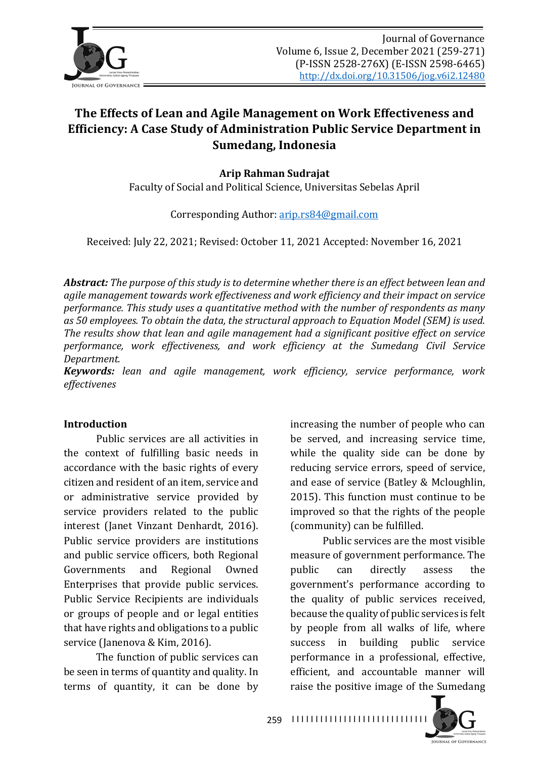# The Effects of Lean and Agile Management on Work Effectiveness and Efficiency: A Case Study of Administration Public Service Department in Sumedang, Indonesia

**Arip Rahman Sudrajat**

Faculty of Social and Political Science, Universitas Sebelas April

Corresponding Author: arip.rs84@gmail.com

Received: July 22, 2021; Revised: October 11, 2021 Accepted: November 16, 2021

***Abstract:*** *The purpose of this study is to determine whether there is an effect between lean and agile management towards work effectiveness and work efficiency and their impact on service performance. This study uses a quantitative method with the number of respondents as many as 50 employees. To obtain the data, the structural approach to Equation Model (SEM) is used. The results show that lean and agile management had a significant positive effect on service performance, work effectiveness, and work efficiency at the Sumedang Civil Service Department.*

***Keywords:*** *lean and agile management, work efficiency, service performance, work effectivenes*

## Introduction

Public services are all activities in the context of fulfilling basic needs in accordance with the basic rights of every citizen and resident of an item, service and or administrative service provided by service providers related to the public interest (Janet Vinzant Denhardt, 2016). Public service providers are institutions and public service officers, both Regional Governments and Regional Owned Enterprises that provide public services. Public Service Recipients are individuals or groups of people and or legal entities that have rights and obligations to a public service (Janenova & Kim, 2016).

The function of public services can be seen in terms of quantity and quality. In terms of quantity, it can be done by increasing the number of people who can be served, and increasing service time, while the quality side can be done by reducing service errors, speed of service, and ease of service (Batley & Mcloughlin, 2015). This function must continue to be improved so that the rights of the people (community) can be fulfilled.

Public services are the most visible measure of government performance. The public can directly assess the government's performance according to the quality of public services received, because the quality of public services is felt by people from all walks of life, where success in building public service performance in a professional, effective, efficient, and accountable manner will raise the positive image of the Sumedang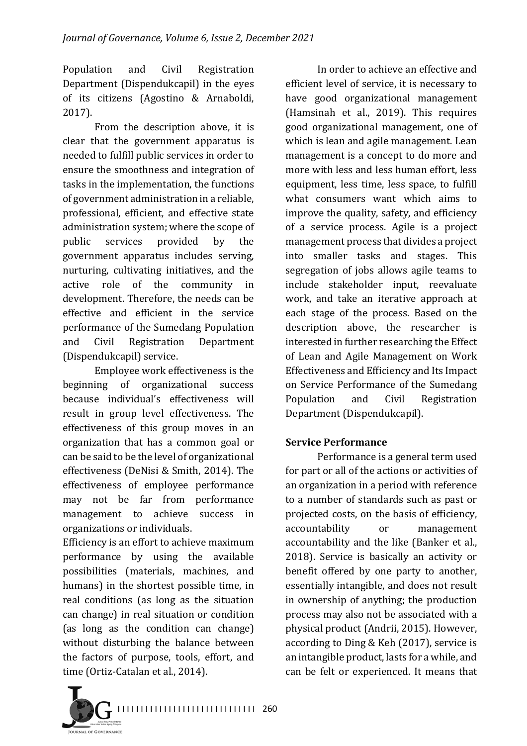Population and Civil Registration Department (Dispendukcapil) in the eyes of its citizens (Agostino & Arnaboldi, 2017).

From the description above, it is clear that the government apparatus is needed to fulfill public services in order to ensure the smoothness and integration of tasks in the implementation, the functions of government administration in a reliable, professional, efficient, and effective state administration system; where the scope of public services provided by the government apparatus includes serving, nurturing, cultivating initiatives, and the active role of the community in development. Therefore, the needs can be effective and efficient in the service performance of the Sumedang Population and Civil Registration Department (Dispendukcapil) service.

Employee work effectiveness is the beginning of organizational success because individual's effectiveness will result in group level effectiveness. The effectiveness of this group moves in an organization that has a common goal or can be said to be the level of organizational effectiveness (DeNisi & Smith, 2014). The effectiveness of employee performance may not be far from performance management to achieve success in organizations or individuals.

Efficiency is an effort to achieve maximum performance by using the available possibilities (materials, machines, and humans) in the shortest possible time, in real conditions (as long as the situation can change) in real situation or condition (as long as the condition can change) without disturbing the balance between the factors of purpose, tools, effort, and time (Ortiz-Catalan et al., 2014).

In order to achieve an effective and efficient level of service, it is necessary to have good organizational management (Hamsinah et al., 2019). This requires good organizational management, one of which is lean and agile management. Lean management is a concept to do more and more with less and less human effort, less equipment, less time, less space, to fulfill what consumers want which aims to improve the quality, safety, and efficiency of a service process. Agile is a project management process that divides a project into smaller tasks and stages. This segregation of jobs allows agile teams to include stakeholder input, reevaluate work, and take an iterative approach at each stage of the process. Based on the description above, the researcher is interested in further researching the Effect of Lean and Agile Management on Work Effectiveness and Efficiency and Its Impact on Service Performance of the Sumedang Population and Civil Registration Department (Dispendukcapil).

## Service Performance

Performance is a general term used for part or all of the actions or activities of an organization in a period with reference to a number of standards such as past or projected costs, on the basis of efficiency, accountability or management accountability and the like (Banker et al., 2018). Service is basically an activity or benefit offered by one party to another, essentially intangible, and does not result in ownership of anything; the production process may also not be associated with a physical product (Andrii, 2015). However, according to Ding & Keh (2017), service is an intangible product, lasts for a while, and can be felt or experienced. It means that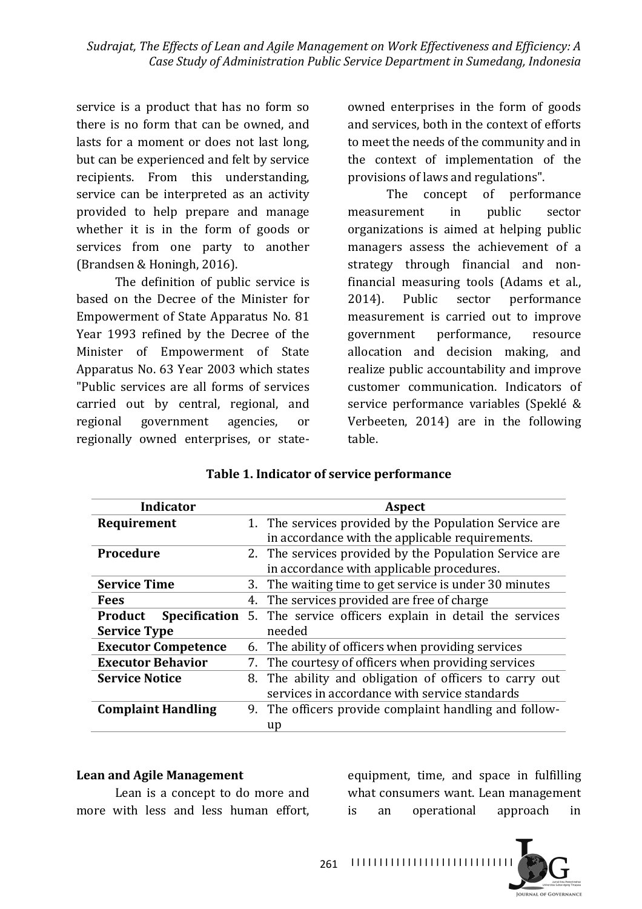service is a product that has no form so there is no form that can be owned, and lasts for a moment or does not last long, but can be experienced and felt by service recipients. From this understanding, service can be interpreted as an activity provided to help prepare and manage whether it is in the form of goods or services from one party to another (Brandsen & Honingh, 2016).

The definition of public service is based on the Decree of the Minister for Empowerment of State Apparatus No. 81 Year 1993 refined by the Decree of the Minister of Empowerment of State Apparatus No. 63 Year 2003 which states "Public services are all forms of services carried out by central, regional, and regional government agencies, or regionally owned enterprises, or state-owned enterprises in the form of goods and services, both in the context of efforts to meet the needs of the community and in the context of implementation of the provisions of laws and regulations".

The concept of performance measurement in public sector organizations is aimed at helping public managers assess the achievement of a strategy through financial and non-financial measuring tools (Adams et al., 2014). Public sector performance measurement is carried out to improve government performance, resource allocation and decision making, and realize public accountability and improve customer communication. Indicators of service performance variables (Speklé & Verbeeten, 2014) are in the following table.

**Table 1. Indicator of service performance**

| Indicator | Aspect |
|---|---|
| **Requirement** | 1. The services provided by the Population Service are in accordance with the applicable requirements. |
| **Procedure** | 2. The services provided by the Population Service are in accordance with applicable procedures. |
| **Service Time** | 3. The waiting time to get service is under 30 minutes |
| **Fees** | 4. The services provided are free of charge |
| **Product Specification Service Type** | 5. The service officers explain in detail the services needed |
| **Executor Competence** | 6. The ability of officers when providing services |
| **Executor Behavior** | 7. The courtesy of officers when providing services |
| **Service Notice** | 8. The ability and obligation of officers to carry out services in accordance with service standards |
| **Complaint Handling** | 9. The officers provide complaint handling and follow-up |

**Lean and Agile Management**

Lean is a concept to do more and more with less and less human effort, equipment, time, and space in fulfilling what consumers want. Lean management is an operational approach in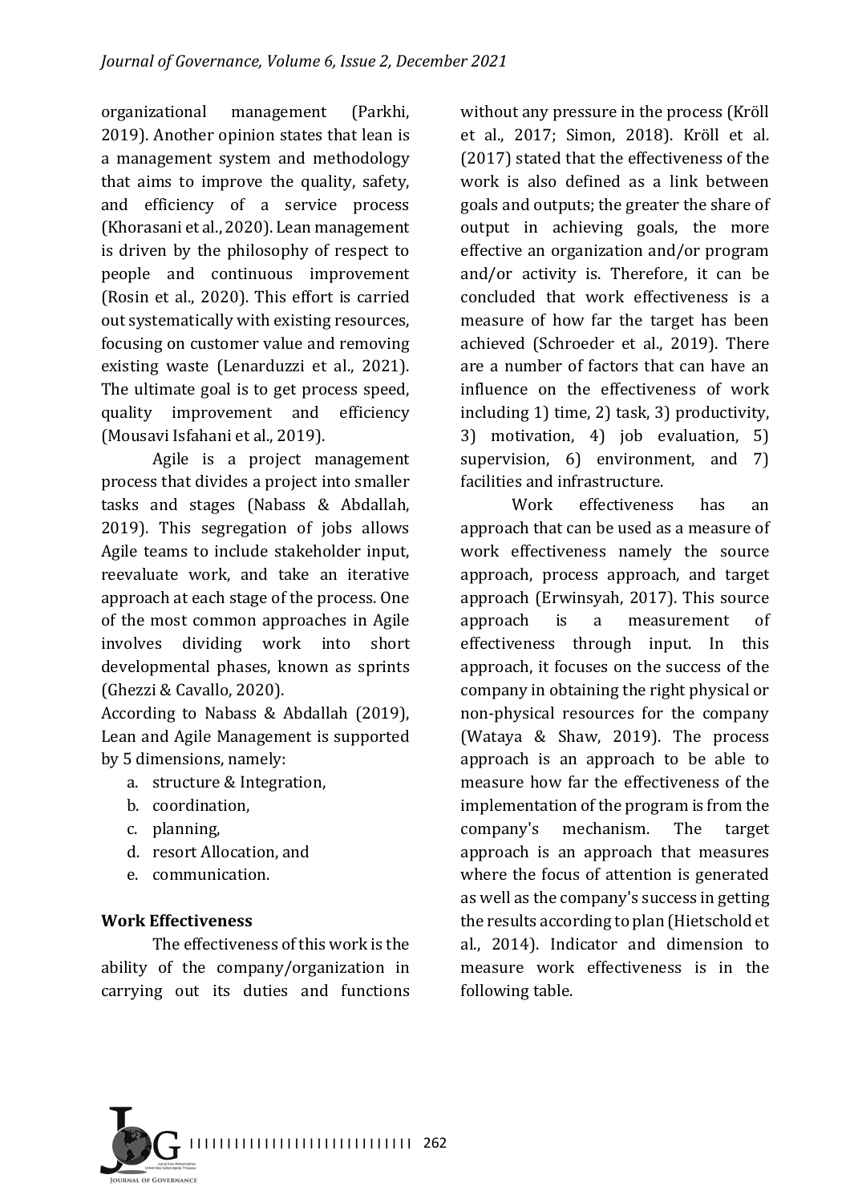organizational management (Parkhi, 2019). Another opinion states that lean is a management system and methodology that aims to improve the quality, safety, and efficiency of a service process (Khorasani et al., 2020). Lean management is driven by the philosophy of respect to people and continuous improvement (Rosin et al., 2020). This effort is carried out systematically with existing resources, focusing on customer value and removing existing waste (Lenarduzzi et al., 2021). The ultimate goal is to get process speed, quality improvement and efficiency (Mousavi Isfahani et al., 2019).

Agile is a project management process that divides a project into smaller tasks and stages (Nabass & Abdallah, 2019). This segregation of jobs allows Agile teams to include stakeholder input, reevaluate work, and take an iterative approach at each stage of the process. One of the most common approaches in Agile involves dividing work into short developmental phases, known as sprints (Ghezzi & Cavallo, 2020).

According to Nabass & Abdallah (2019), Lean and Agile Management is supported by 5 dimensions, namely:

a. structure & Integration,
b. coordination,
c. planning,
d. resort Allocation, and
e. communication.

### Work Effectiveness

The effectiveness of this work is the ability of the company/organization in carrying out its duties and functions without any pressure in the process (Kröll et al., 2017; Simon, 2018). Kröll et al. (2017) stated that the effectiveness of the work is also defined as a link between goals and outputs; the greater the share of output in achieving goals, the more effective an organization and/or program and/or activity is. Therefore, it can be concluded that work effectiveness is a measure of how far the target has been achieved (Schroeder et al., 2019). There are a number of factors that can have an influence on the effectiveness of work including 1) time, 2) task, 3) productivity, 3) motivation, 4) job evaluation, 5) supervision, 6) environment, and 7) facilities and infrastructure.

Work effectiveness has an approach that can be used as a measure of work effectiveness namely the source approach, process approach, and target approach (Erwinsyah, 2017). This source approach is a measurement of effectiveness through input. In this approach, it focuses on the success of the company in obtaining the right physical or non-physical resources for the company (Wataya & Shaw, 2019). The process approach is an approach to be able to measure how far the effectiveness of the implementation of the program is from the company's mechanism. The target approach is an approach that measures where the focus of attention is generated as well as the company's success in getting the results according to plan (Hietschold et al., 2014). Indicator and dimension to measure work effectiveness is in the following table.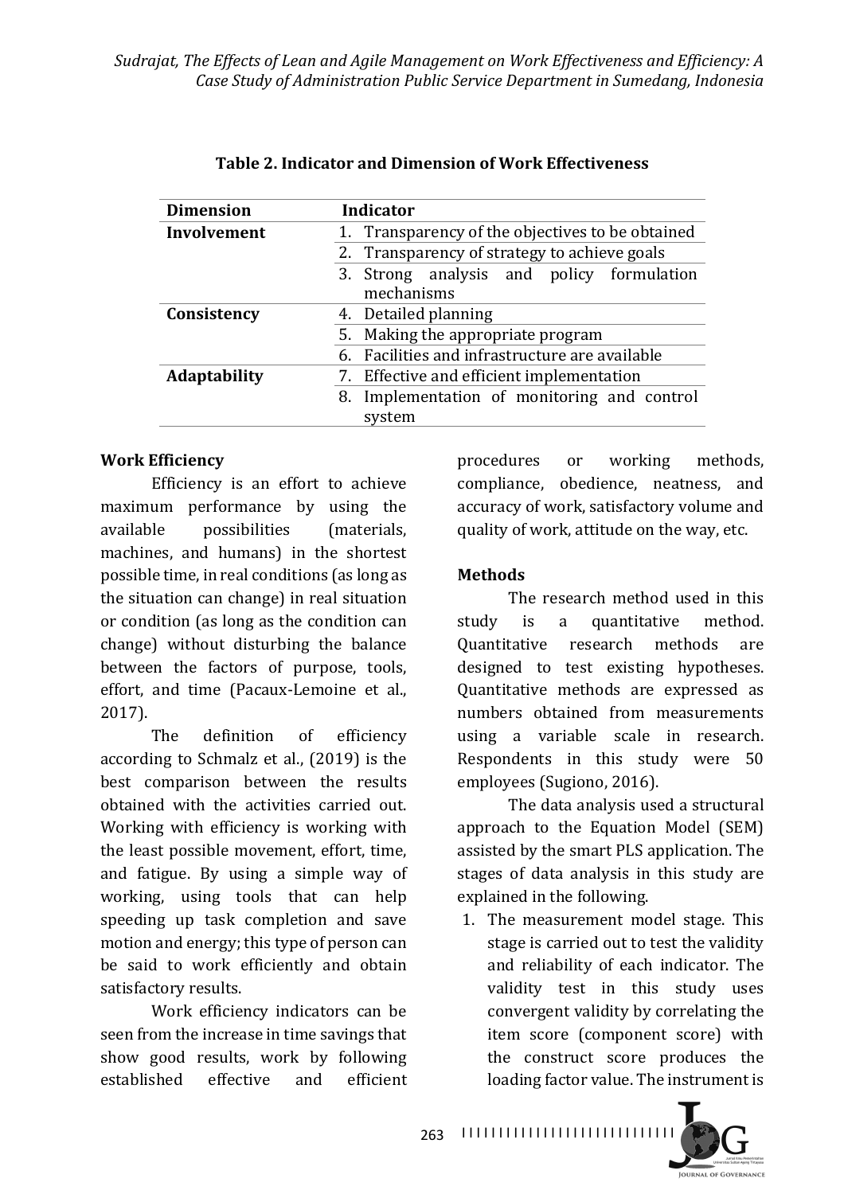**Table 2. Indicator and Dimension of Work Effectiveness**

| Dimension | Indicator |
|---|---|
| **Involvement** | 1. Transparency of the objectives to be obtained |
| | 2. Transparency of strategy to achieve goals |
| | 3. Strong analysis and policy formulation mechanisms |
| **Consistency** | 4. Detailed planning |
| | 5. Making the appropriate program |
| | 6. Facilities and infrastructure are available |
| **Adaptability** | 7. Effective and efficient implementation |
| | 8. Implementation of monitoring and control system |

### Work Efficiency

Efficiency is an effort to achieve maximum performance by using the available possibilities (materials, machines, and humans) in the shortest possible time, in real conditions (as long as the situation can change) in real situation or condition (as long as the condition can change) without disturbing the balance between the factors of purpose, tools, effort, and time (Pacaux-Lemoine et al., 2017).

The definition of efficiency according to Schmalz et al., (2019) is the best comparison between the results obtained with the activities carried out. Working with efficiency is working with the least possible movement, effort, time, and fatigue. By using a simple way of working, using tools that can help speeding up task completion and save motion and energy; this type of person can be said to work efficiently and obtain satisfactory results.

Work efficiency indicators can be seen from the increase in time savings that show good results, work by following established effective and efficient procedures or working methods, compliance, obedience, neatness, and accuracy of work, satisfactory volume and quality of work, attitude on the way, etc.

### Methods

The research method used in this study is a quantitative method. Quantitative research methods are designed to test existing hypotheses. Quantitative methods are expressed as numbers obtained from measurements using a variable scale in research. Respondents in this study were 50 employees (Sugiono, 2016).

The data analysis used a structural approach to the Equation Model (SEM) assisted by the smart PLS application. The stages of data analysis in this study are explained in the following.

1. The measurement model stage. This stage is carried out to test the validity and reliability of each indicator. The validity test in this study uses convergent validity by correlating the item score (component score) with the construct score produces the loading factor value. The instrument is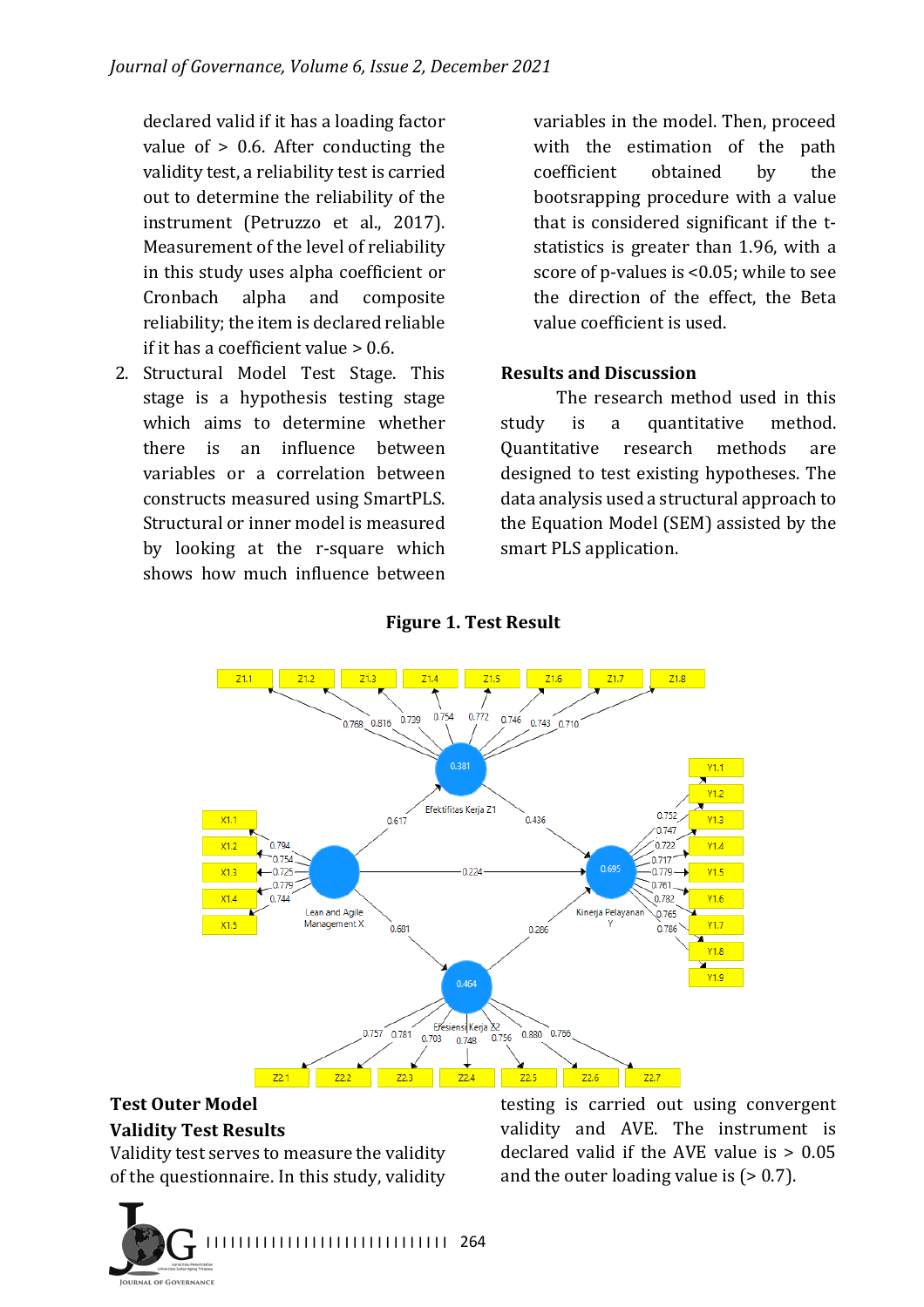declared valid if it has a loading factor value of > 0.6. After conducting the validity test, a reliability test is carried out to determine the reliability of the instrument (Petruzzo et al., 2017). Measurement of the level of reliability in this study uses alpha coefficient or Cronbach alpha and composite reliability; the item is declared reliable if it has a coefficient value > 0.6.

2. Structural Model Test Stage. This stage is a hypothesis testing stage which aims to determine whether there is an influence between variables or a correlation between constructs measured using SmartPLS. Structural or inner model is measured by looking at the r-square which shows how much influence between variables in the model. Then, proceed with the estimation of the path coefficient obtained by the bootsrapping procedure with a value that is considered significant if the t-statistics is greater than 1.96, with a score of p-values is <0.05; while to see the direction of the effect, the Beta value coefficient is used.

## Results and Discussion

The research method used in this study is a quantitative method. Quantitative research methods are designed to test existing hypotheses. The data analysis used a structural approach to the Equation Model (SEM) assisted by the smart PLS application.

**Figure 1. Test Result**

## Test Outer Model

### Validity Test Results

Validity test serves to measure the validity of the questionnaire. In this study, validity testing is carried out using convergent validity and AVE. The instrument is declared valid if the AVE value is > 0.05 and the outer loading value is (> 0.7).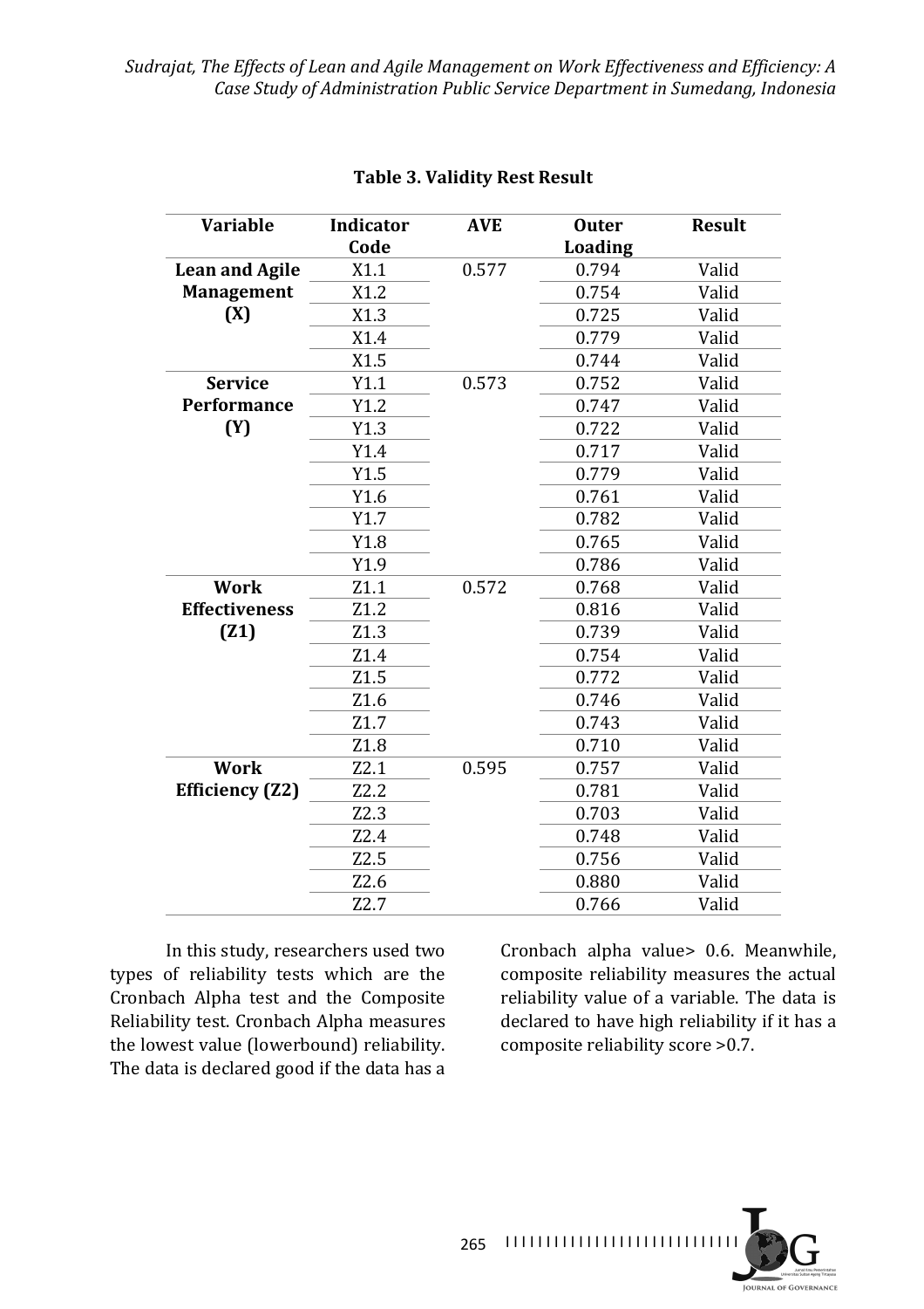**Table 3. Validity Rest Result**

| Variable | Indicator Code | AVE | Outer Loading | Result |
|---|---|---|---|---|
| **Lean and Agile Management (X)** | X1.1 | 0.577 | 0.794 | Valid |
| | X1.2 | | 0.754 | Valid |
| | X1.3 | | 0.725 | Valid |
| | X1.4 | | 0.779 | Valid |
| | X1.5 | | 0.744 | Valid |
| **Service Performance (Y)** | Y1.1 | 0.573 | 0.752 | Valid |
| | Y1.2 | | 0.747 | Valid |
| | Y1.3 | | 0.722 | Valid |
| | Y1.4 | | 0.717 | Valid |
| | Y1.5 | | 0.779 | Valid |
| | Y1.6 | | 0.761 | Valid |
| | Y1.7 | | 0.782 | Valid |
| | Y1.8 | | 0.765 | Valid |
| | Y1.9 | | 0.786 | Valid |
| **Work Effectiveness (Z1)** | Z1.1 | 0.572 | 0.768 | Valid |
| | Z1.2 | | 0.816 | Valid |
| | Z1.3 | | 0.739 | Valid |
| | Z1.4 | | 0.754 | Valid |
| | Z1.5 | | 0.772 | Valid |
| | Z1.6 | | 0.746 | Valid |
| | Z1.7 | | 0.743 | Valid |
| | Z1.8 | | 0.710 | Valid |
| **Work Efficiency (Z2)** | Z2.1 | 0.595 | 0.757 | Valid |
| | Z2.2 | | 0.781 | Valid |
| | Z2.3 | | 0.703 | Valid |
| | Z2.4 | | 0.748 | Valid |
| | Z2.5 | | 0.756 | Valid |
| | Z2.6 | | 0.880 | Valid |
| | Z2.7 | | 0.766 | Valid |

In this study, researchers used two types of reliability tests which are the Cronbach Alpha test and the Composite Reliability test. Cronbach Alpha measures the lowest value (lowerbound) reliability. The data is declared good if the data has a Cronbach alpha value> 0.6. Meanwhile, composite reliability measures the actual reliability value of a variable. The data is declared to have high reliability if it has a composite reliability score >0.7.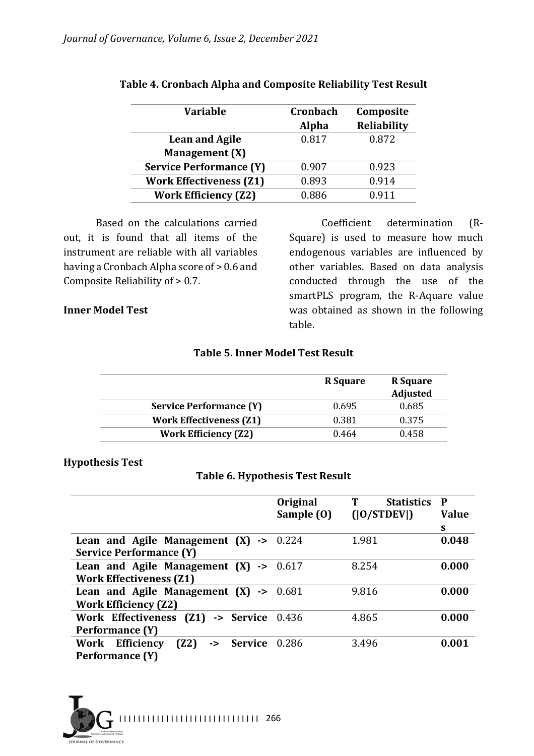**Table 4. Cronbach Alpha and Composite Reliability Test Result**

| Variable | Cronbach Alpha | Composite Reliability |
| --- | --- | --- |
| Lean and Agile Management (X) | 0.817 | 0.872 |
| Service Performance (Y) | 0.907 | 0.923 |
| Work Effectiveness (Z1) | 0.893 | 0.914 |
| Work Efficiency (Z2) | 0.886 | 0.911 |

Based on the calculations carried out, it is found that all items of the instrument are reliable with all variables having a Cronbach Alpha score of > 0.6 and Composite Reliability of > 0.7.

### Inner Model Test

Coefficient determination (R-Square) is used to measure how much endogenous variables are influenced by other variables. Based on data analysis conducted through the use of the smartPLS program, the R-Aquare value was obtained as shown in the following table.

**Table 5. Inner Model Test Result**

| | R Square | R Square Adjusted |
| --- | --- | --- |
| Service Performance (Y) | 0.695 | 0.685 |
| Work Effectiveness (Z1) | 0.381 | 0.375 |
| Work Efficiency (Z2) | 0.464 | 0.458 |

### Hypothesis Test

**Table 6. Hypothesis Test Result**

| | Original Sample (O) | T Statistics (\|O/STDEV\|) | P Values |
| --- | --- | --- | --- |
| Lean and Agile Management (X) -> Service Performance (Y) | 0.224 | 1.981 | **0.048** |
| Lean and Agile Management (X) -> Work Effectiveness (Z1) | 0.617 | 8.254 | **0.000** |
| Lean and Agile Management (X) -> Work Efficiency (Z2) | 0.681 | 9.816 | **0.000** |
| Work Effectiveness (Z1) -> Service Performance (Y) | 0.436 | 4.865 | **0.000** |
| Work Efficiency (Z2) -> Service Performance (Y) | 0.286 | 3.496 | **0.001** |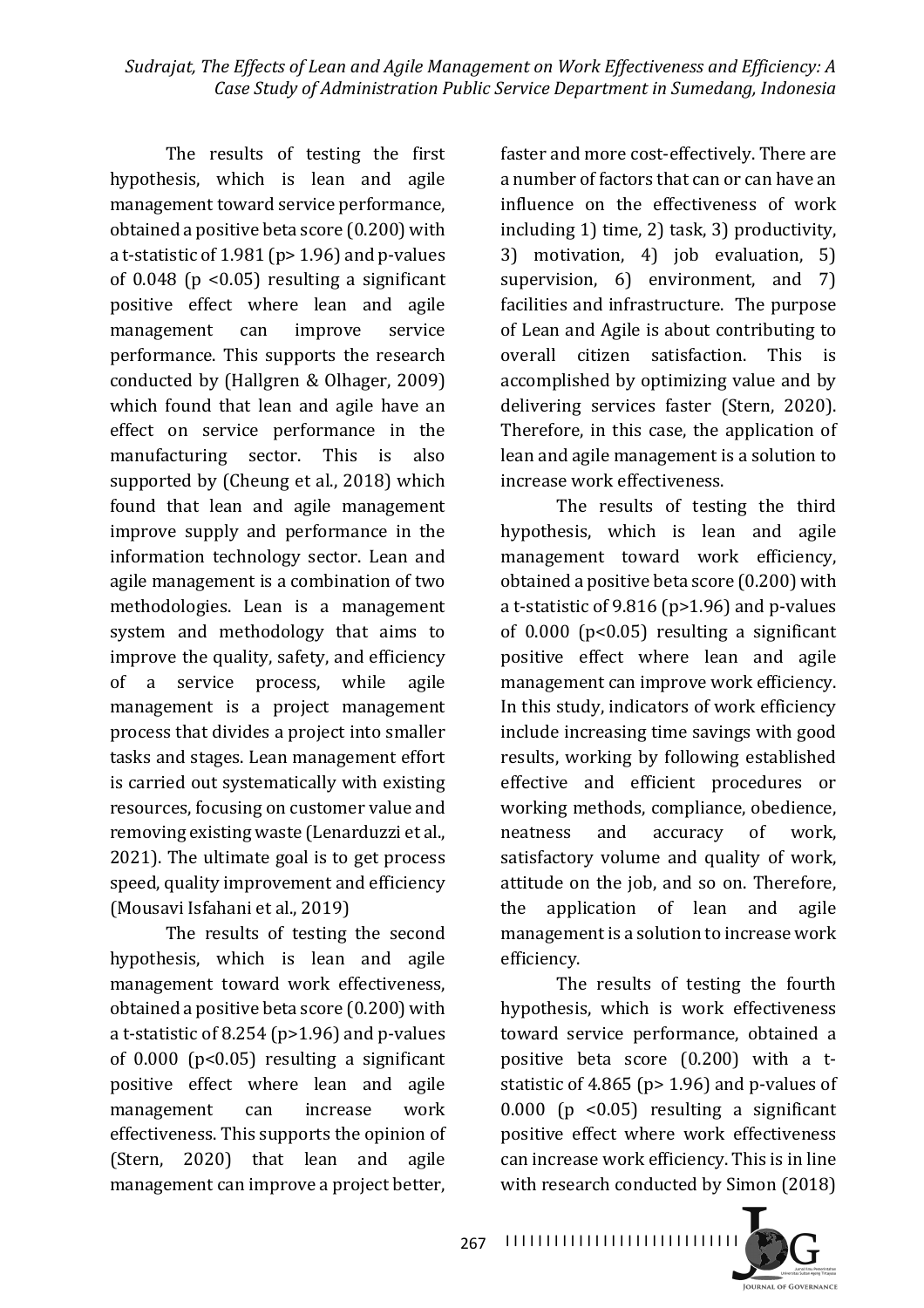The results of testing the first hypothesis, which is lean and agile management toward service performance, obtained a positive beta score (0.200) with a t-statistic of 1.981 (p> 1.96) and p-values of 0.048 (p <0.05) resulting a significant positive effect where lean and agile management can improve service performance. This supports the research conducted by (Hallgren & Olhager, 2009) which found that lean and agile have an effect on service performance in the manufacturing sector. This is also supported by (Cheung et al., 2018) which found that lean and agile management improve supply and performance in the information technology sector. Lean and agile management is a combination of two methodologies. Lean is a management system and methodology that aims to improve the quality, safety, and efficiency of a service process, while agile management is a project management process that divides a project into smaller tasks and stages. Lean management effort is carried out systematically with existing resources, focusing on customer value and removing existing waste (Lenarduzzi et al., 2021). The ultimate goal is to get process speed, quality improvement and efficiency (Mousavi Isfahani et al., 2019)

The results of testing the second hypothesis, which is lean and agile management toward work effectiveness, obtained a positive beta score (0.200) with a t-statistic of 8.254 (p>1.96) and p-values of 0.000 (p<0.05) resulting a significant positive effect where lean and agile management can increase work effectiveness. This supports the opinion of (Stern, 2020) that lean and agile management can improve a project better, faster and more cost-effectively. There are a number of factors that can or can have an influence on the effectiveness of work including 1) time, 2) task, 3) productivity, 3) motivation, 4) job evaluation, 5) supervision, 6) environment, and 7) facilities and infrastructure. The purpose of Lean and Agile is about contributing to overall citizen satisfaction. This is accomplished by optimizing value and by delivering services faster (Stern, 2020). Therefore, in this case, the application of lean and agile management is a solution to increase work effectiveness.

The results of testing the third hypothesis, which is lean and agile management toward work efficiency, obtained a positive beta score (0.200) with a t-statistic of 9.816 (p>1.96) and p-values of 0.000 (p<0.05) resulting a significant positive effect where lean and agile management can improve work efficiency. In this study, indicators of work efficiency include increasing time savings with good results, working by following established effective and efficient procedures or working methods, compliance, obedience, neatness and accuracy of work, satisfactory volume and quality of work, attitude on the job, and so on. Therefore, the application of lean and agile management is a solution to increase work efficiency.

The results of testing the fourth hypothesis, which is work effectiveness toward service performance, obtained a positive beta score (0.200) with a t-statistic of 4.865 (p> 1.96) and p-values of 0.000 (p <0.05) resulting a significant positive effect where work effectiveness can increase work efficiency. This is in line with research conducted by Simon (2018)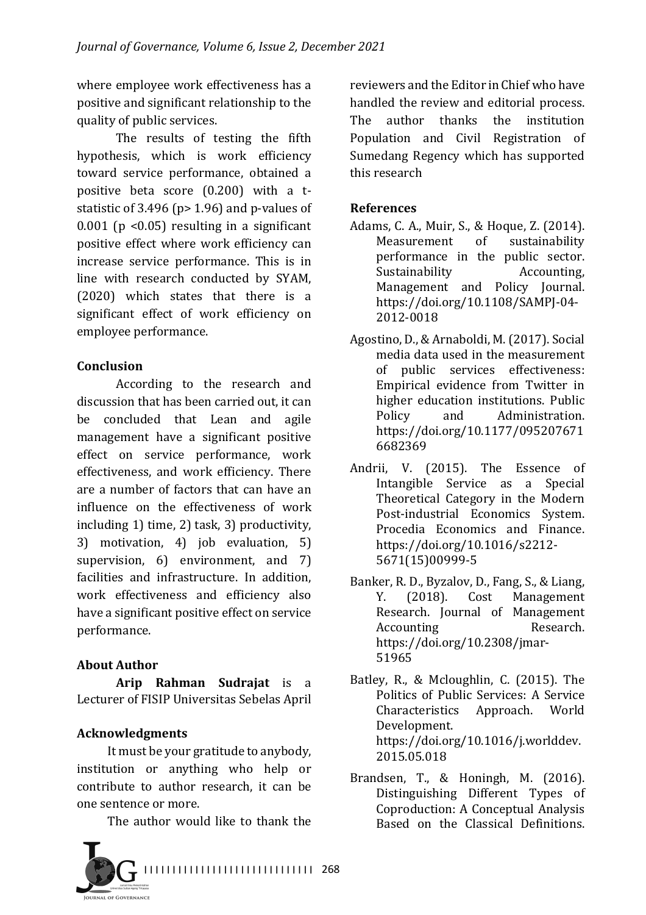where employee work effectiveness has a positive and significant relationship to the quality of public services.

The results of testing the fifth hypothesis, which is work efficiency toward service performance, obtained a positive beta score (0.200) with a t-statistic of 3.496 ($p > 1.96$) and p-values of 0.001 ($p < 0.05$) resulting in a significant positive effect where work efficiency can increase service performance. This is in line with research conducted by SYAM, (2020) which states that there is a significant effect of work efficiency on employee performance.

## Conclusion

According to the research and discussion that has been carried out, it can be concluded that Lean and agile management have a significant positive effect on service performance, work effectiveness, and work efficiency. There are a number of factors that can have an influence on the effectiveness of work including 1) time, 2) task, 3) productivity, 3) motivation, 4) job evaluation, 5) supervision, 6) environment, and 7) facilities and infrastructure. In addition, work effectiveness and efficiency also have a significant positive effect on service performance.

## About Author

**Arip Rahman Sudrajat** is a Lecturer of FISIP Universitas Sebelas April

## Acknowledgments

It must be your gratitude to anybody, institution or anything who help or contribute to author research, it can be one sentence or more.

The author would like to thank the reviewers and the Editor in Chief who have handled the review and editorial process. The author thanks the institution Population and Civil Registration of Sumedang Regency which has supported this research

## References

Adams, C. A., Muir, S., & Hoque, Z. (2014). Measurement of sustainability performance in the public sector. Sustainability Accounting, Management and Policy Journal. https://doi.org/10.1108/SAMPJ-04-2012-0018

Agostino, D., & Arnaboldi, M. (2017). Social media data used in the measurement of public services effectiveness: Empirical evidence from Twitter in higher education institutions. Public Policy and Administration. https://doi.org/10.1177/0952076716682369

Andrii, V. (2015). The Essence of Intangible Service as a Special Theoretical Category in the Modern Post-industrial Economics System. Procedia Economics and Finance. https://doi.org/10.1016/s2212-5671(15)00999-5

Banker, R. D., Byzalov, D., Fang, S., & Liang, Y. (2018). Cost Management Research. Journal of Management Accounting Research. https://doi.org/10.2308/jmar-51965

Batley, R., & Mcloughlin, C. (2015). The Politics of Public Services: A Service Characteristics Approach. World Development. https://doi.org/10.1016/j.worlddev.2015.05.018

Brandsen, T., & Honingh, M. (2016). Distinguishing Different Types of Coproduction: A Conceptual Analysis Based on the Classical Definitions.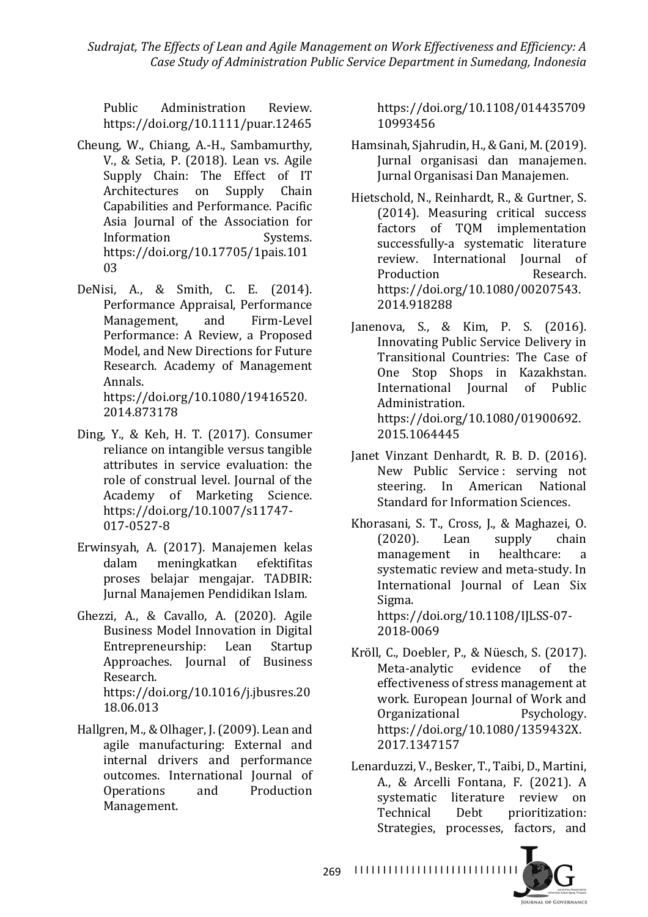Public Administration Review. https://doi.org/10.1111/puar.12465

Cheung, W., Chiang, A.-H., Sambamurthy, V., & Setia, P. (2018). Lean vs. Agile Supply Chain: The Effect of IT Architectures on Supply Chain Capabilities and Performance. Pacific Asia Journal of the Association for Information Systems. https://doi.org/10.17705/1pais.10103

DeNisi, A., & Smith, C. E. (2014). Performance Appraisal, Performance Management, and Firm-Level Performance: A Review, a Proposed Model, and New Directions for Future Research. Academy of Management Annals. https://doi.org/10.1080/19416520.2014.873178

Ding, Y., & Keh, H. T. (2017). Consumer reliance on intangible versus tangible attributes in service evaluation: the role of construal level. Journal of the Academy of Marketing Science. https://doi.org/10.1007/s11747-017-0527-8

Erwinsyah, A. (2017). Manajemen kelas dalam meningkatkan efektifitas proses belajar mengajar. TADBIR: Jurnal Manajemen Pendidikan Islam.

Ghezzi, A., & Cavallo, A. (2020). Agile Business Model Innovation in Digital Entrepreneurship: Lean Startup Approaches. Journal of Business Research. https://doi.org/10.1016/j.jbusres.2018.06.013

Hallgren, M., & Olhager, J. (2009). Lean and agile manufacturing: External and internal drivers and performance outcomes. International Journal of Operations and Production Management. https://doi.org/10.1108/01443570910993456

Hamsinah, Sjahrudin, H., & Gani, M. (2019). Jurnal organisasi dan manajemen. Jurnal Organisasi Dan Manajemen.

Hietschold, N., Reinhardt, R., & Gurtner, S. (2014). Measuring critical success factors of TQM implementation successfully-a systematic literature review. International Journal of Production Research. https://doi.org/10.1080/00207543.2014.918288

Janenova, S., & Kim, P. S. (2016). Innovating Public Service Delivery in Transitional Countries: The Case of One Stop Shops in Kazakhstan. International Journal of Public Administration. https://doi.org/10.1080/01900692.2015.1064445

Janet Vinzant Denhardt, R. B. D. (2016). New Public Service : serving not steering. In American National Standard for Information Sciences.

Khorasani, S. T., Cross, J., & Maghazei, O. (2020). Lean supply chain management in healthcare: a systematic review and meta-study. In International Journal of Lean Six Sigma. https://doi.org/10.1108/IJLSS-07-2018-0069

Kröll, C., Doebler, P., & Nüesch, S. (2017). Meta-analytic evidence of the effectiveness of stress management at work. European Journal of Work and Organizational Psychology. https://doi.org/10.1080/1359432X.2017.1347157

Lenarduzzi, V., Besker, T., Taibi, D., Martini, A., & Arcelli Fontana, F. (2021). A systematic literature review on Technical Debt prioritization: Strategies, processes, factors, and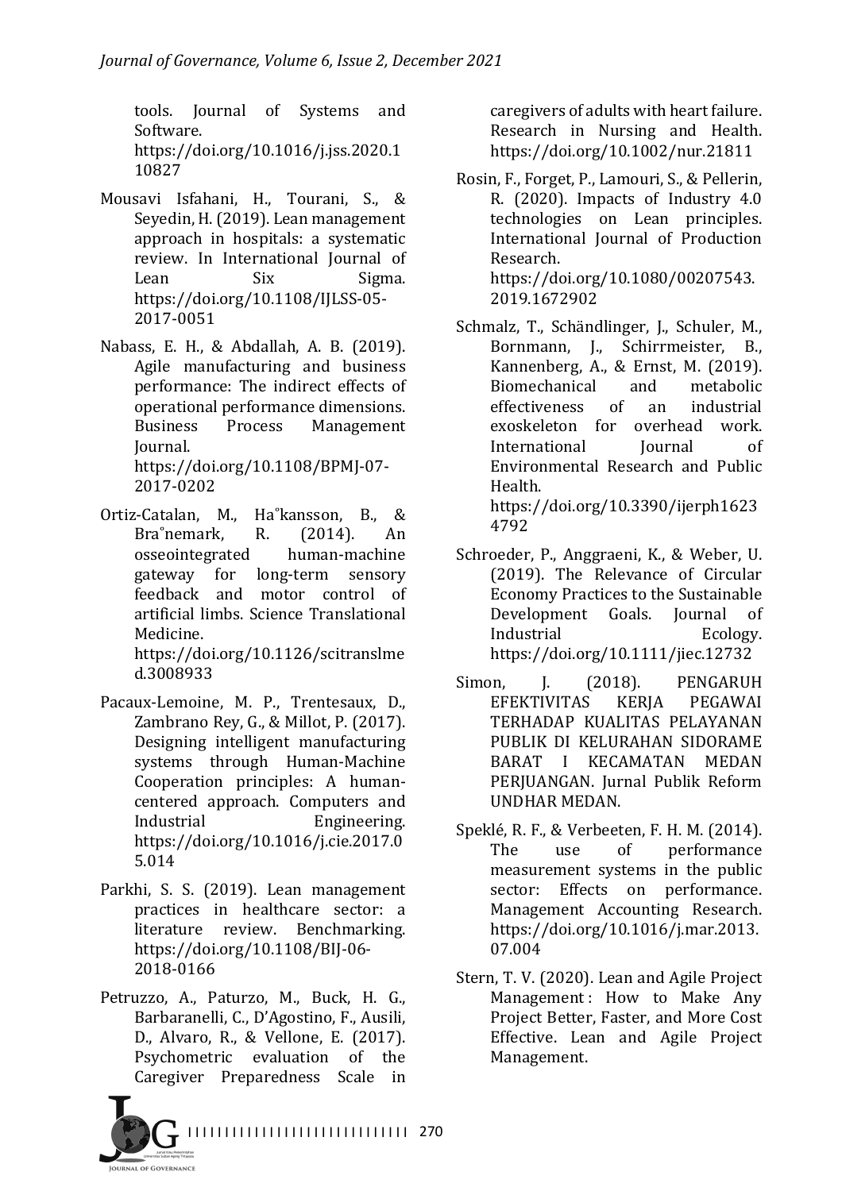tools. Journal of Systems and Software. https://doi.org/10.1016/j.jss.2020.110827

Mousavi Isfahani, H., Tourani, S., & Seyedin, H. (2019). Lean management approach in hospitals: a systematic review. In International Journal of Lean Six Sigma. https://doi.org/10.1108/IJLSS-05-2017-0051

Nabass, E. H., & Abdallah, A. B. (2019). Agile manufacturing and business performance: The indirect effects of operational performance dimensions. Business Process Management Journal. https://doi.org/10.1108/BPMJ-07-2017-0202

Ortiz-Catalan, M., Ha˚kansson, B., & Bra˚nemark, R. (2014). An osseointegrated human-machine gateway for long-term sensory feedback and motor control of artificial limbs. Science Translational Medicine. https://doi.org/10.1126/scitranslmed.3008933

Pacaux-Lemoine, M. P., Trentesaux, D., Zambrano Rey, G., & Millot, P. (2017). Designing intelligent manufacturing systems through Human-Machine Cooperation principles: A human-centered approach. Computers and Industrial Engineering. https://doi.org/10.1016/j.cie.2017.05.014

Parkhi, S. S. (2019). Lean management practices in healthcare sector: a literature review. Benchmarking. https://doi.org/10.1108/BIJ-06-2018-0166

Petruzzo, A., Paturzo, M., Buck, H. G., Barbaranelli, C., D'Agostino, F., Ausili, D., Alvaro, R., & Vellone, E. (2017). Psychometric evaluation of the Caregiver Preparedness Scale in caregivers of adults with heart failure. Research in Nursing and Health. https://doi.org/10.1002/nur.21811

Rosin, F., Forget, P., Lamouri, S., & Pellerin, R. (2020). Impacts of Industry 4.0 technologies on Lean principles. International Journal of Production Research. https://doi.org/10.1080/00207543.2019.1672902

Schmalz, T., Schändlinger, J., Schuler, M., Bornmann, J., Schirrmeister, B., Kannenberg, A., & Ernst, M. (2019). Biomechanical and metabolic effectiveness of an industrial exoskeleton for overhead work. International Journal of Environmental Research and Public Health. https://doi.org/10.3390/ijerph16234792

Schroeder, P., Anggraeni, K., & Weber, U. (2019). The Relevance of Circular Economy Practices to the Sustainable Development Goals. Journal of Industrial Ecology. https://doi.org/10.1111/jiec.12732

Simon, J. (2018). PENGARUH EFEKTIVITAS KERJA PEGAWAI TERHADAP KUALITAS PELAYANAN PUBLIK DI KELURAHAN SIDORAME BARAT I KECAMATAN MEDAN PERJUANGAN. Jurnal Publik Reform UNDHAR MEDAN.

Speklé, R. F., & Verbeeten, F. H. M. (2014). The use of performance measurement systems in the public sector: Effects on performance. Management Accounting Research. https://doi.org/10.1016/j.mar.2013.07.004

Stern, T. V. (2020). Lean and Agile Project Management : How to Make Any Project Better, Faster, and More Cost Effective. Lean and Agile Project Management.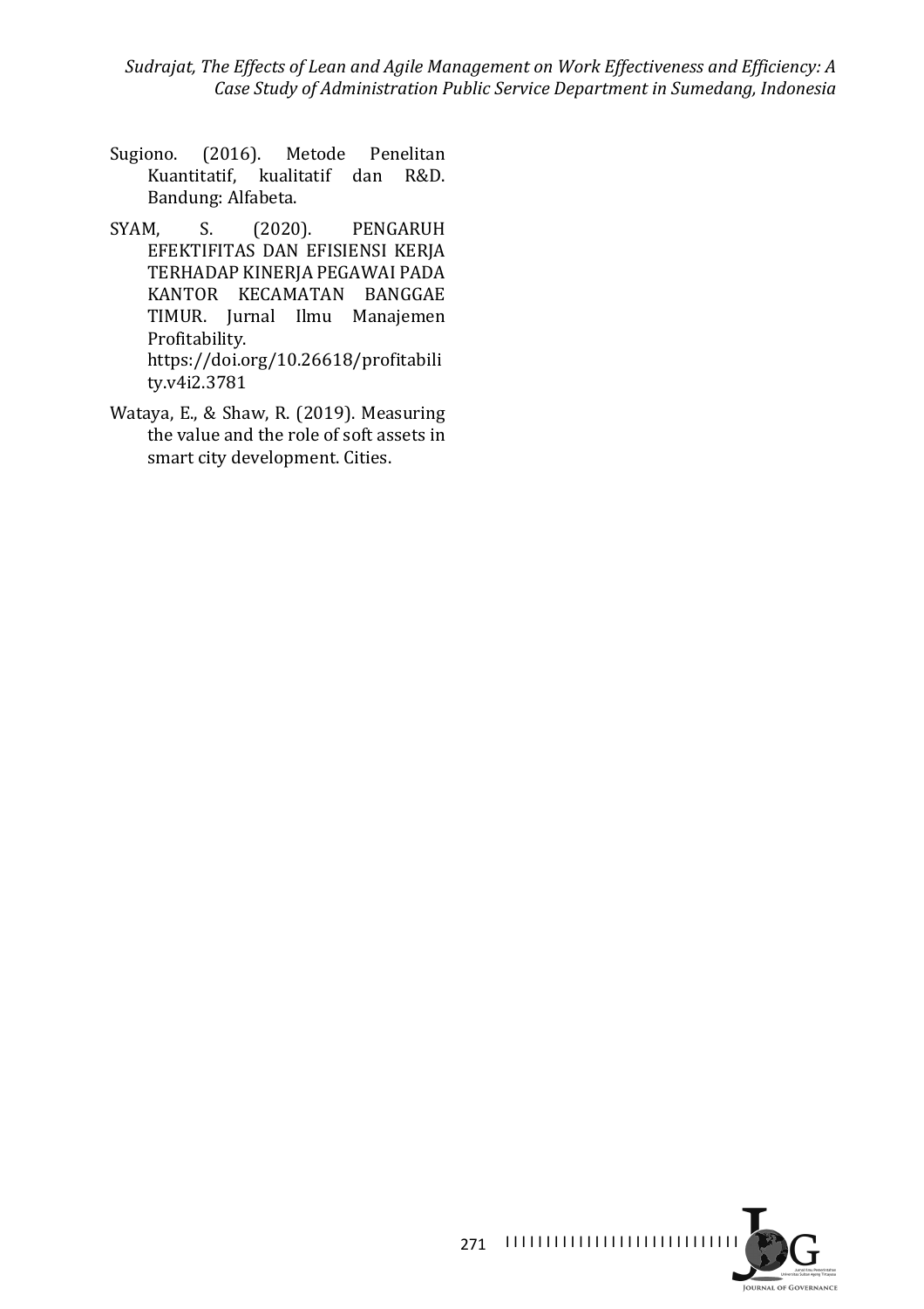Sugiono. (2016). Metode Penelitan Kuantitatif, kualitatif dan R&D. Bandung: Alfabeta.

SYAM, S. (2020). PENGARUH EFEKTIFITAS DAN EFISIENSI KERJA TERHADAP KINERJA PEGAWAI PADA KANTOR KECAMATAN BANGGAE TIMUR. Jurnal Ilmu Manajemen Profitability. https://doi.org/10.26618/profitability.v4i2.3781

Wataya, E., & Shaw, R. (2019). Measuring the value and the role of soft assets in smart city development. Cities.